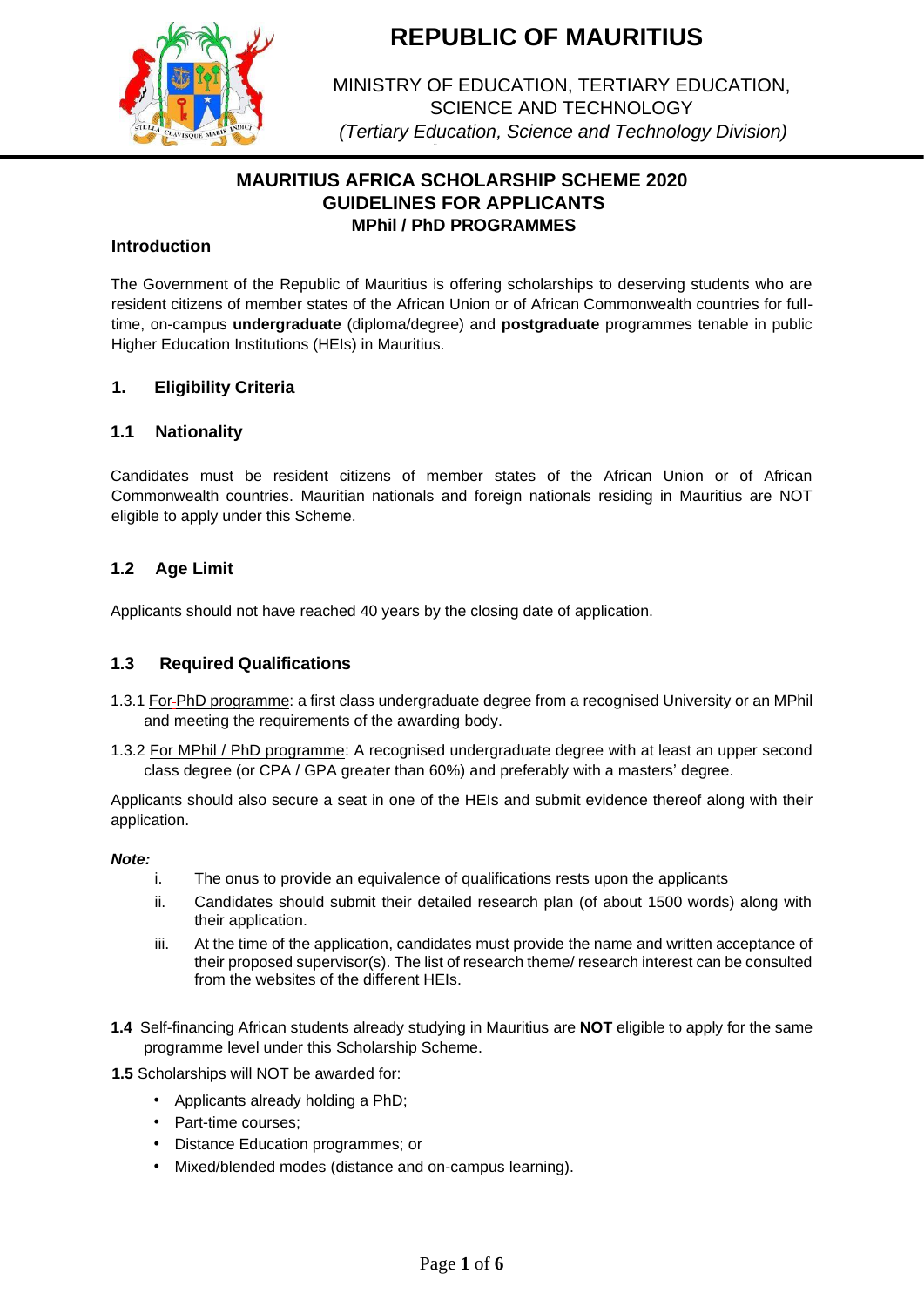# REPUBLIC OF MAURITIUS

MINISTRY OF EDUCATION, TERTIARY EDUCATION, SCIENCE AND TECHNOLOGY
*(Tertiary Education, Science and Technology Division)*

## MAURITIUS AFRICA SCHOLARSHIP SCHEME 2020
## GUIDELINES FOR APPLICANTS
### MPhil / PhD PROGRAMMES

**Introduction**

The Government of the Republic of Mauritius is offering scholarships to deserving students who are resident citizens of member states of the African Union or of African Commonwealth countries for full-time, on-campus **undergraduate** (diploma/degree) and **postgraduate** programmes tenable in public Higher Education Institutions (HEIs) in Mauritius.

### 1. Eligibility Criteria

### 1.1 Nationality

Candidates must be resident citizens of member states of the African Union or of African Commonwealth countries. Mauritian nationals and foreign nationals residing in Mauritius are NOT eligible to apply under this Scheme.

### 1.2 Age Limit

Applicants should not have reached 40 years by the closing date of application.

### 1.3 Required Qualifications

1.3.1 For PhD programme: a first class undergraduate degree from a recognised University or an MPhil and meeting the requirements of the awarding body.

1.3.2 For MPhil / PhD programme: A recognised undergraduate degree with at least an upper second class degree (or CPA / GPA greater than 60%) and preferably with a masters' degree.

Applicants should also secure a seat in one of the HEIs and submit evidence thereof along with their application.

***Note:***

i. The onus to provide an equivalence of qualifications rests upon the applicants
ii. Candidates should submit their detailed research plan (of about 1500 words) along with their application.
iii. At the time of the application, candidates must provide the name and written acceptance of their proposed supervisor(s). The list of research theme/ research interest can be consulted from the websites of the different HEIs.

**1.4** Self-financing African students already studying in Mauritius are **NOT** eligible to apply for the same programme level under this Scholarship Scheme.

**1.5** Scholarships will NOT be awarded for:

- Applicants already holding a PhD;
- Part-time courses;
- Distance Education programmes; or
- Mixed/blended modes (distance and on-campus learning).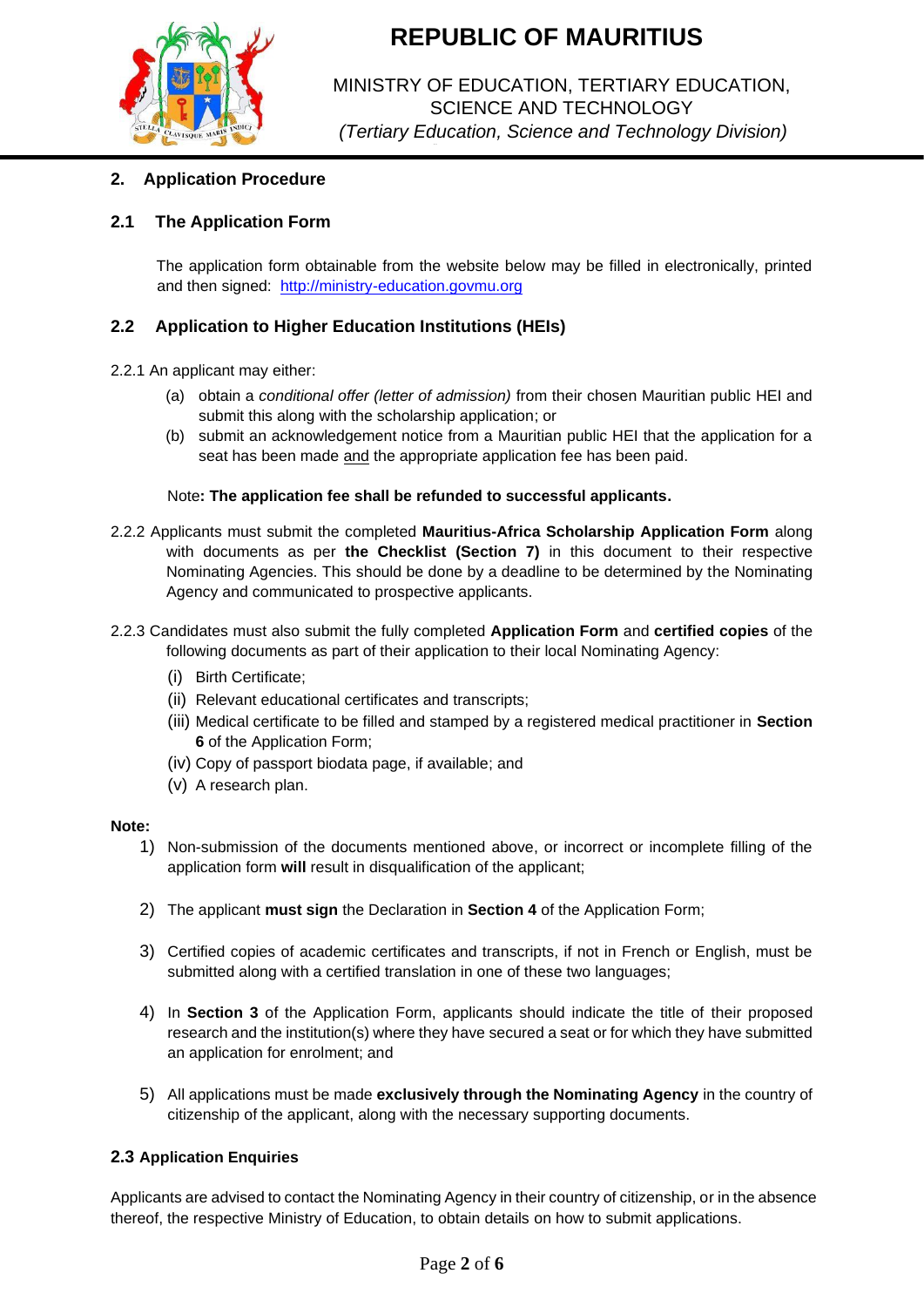## 2. Application Procedure

### 2.1 The Application Form

The application form obtainable from the website below may be filled in electronically, printed and then signed: [http://ministry-education.govmu.org](http://ministry-education.govmu.org)

### 2.2 Application to Higher Education Institutions (HEIs)

2.2.1 An applicant may either:

- (a) obtain a *conditional offer (letter of admission)* from their chosen Mauritian public HEI and submit this along with the scholarship application; or
- (b) submit an acknowledgement notice from a Mauritian public HEI that the application for a seat has been made <u>and</u> the appropriate application fee has been paid.

Note**: The application fee shall be refunded to successful applicants.**

2.2.2 Applicants must submit the completed **Mauritius-Africa Scholarship Application Form** along with documents as per **the Checklist (Section 7)** in this document to their respective Nominating Agencies. This should be done by a deadline to be determined by the Nominating Agency and communicated to prospective applicants.

2.2.3 Candidates must also submit the fully completed **Application Form** and **certified copies** of the following documents as part of their application to their local Nominating Agency:

- (i) Birth Certificate;
- (ii) Relevant educational certificates and transcripts;
- (iii) Medical certificate to be filled and stamped by a registered medical practitioner in **Section 6** of the Application Form;
- (iv) Copy of passport biodata page, if available; and
- (v) A research plan.

**Note:**

1) Non-submission of the documents mentioned above, or incorrect or incomplete filling of the application form **will** result in disqualification of the applicant;

2) The applicant **must sign** the Declaration in **Section 4** of the Application Form;

3) Certified copies of academic certificates and transcripts, if not in French or English, must be submitted along with a certified translation in one of these two languages;

4) In **Section 3** of the Application Form, applicants should indicate the title of their proposed research and the institution(s) where they have secured a seat or for which they have submitted an application for enrolment; and

5) All applications must be made **exclusively through the Nominating Agency** in the country of citizenship of the applicant, along with the necessary supporting documents.

### 2.3 Application Enquiries

Applicants are advised to contact the Nominating Agency in their country of citizenship, or in the absence thereof, the respective Ministry of Education, to obtain details on how to submit applications.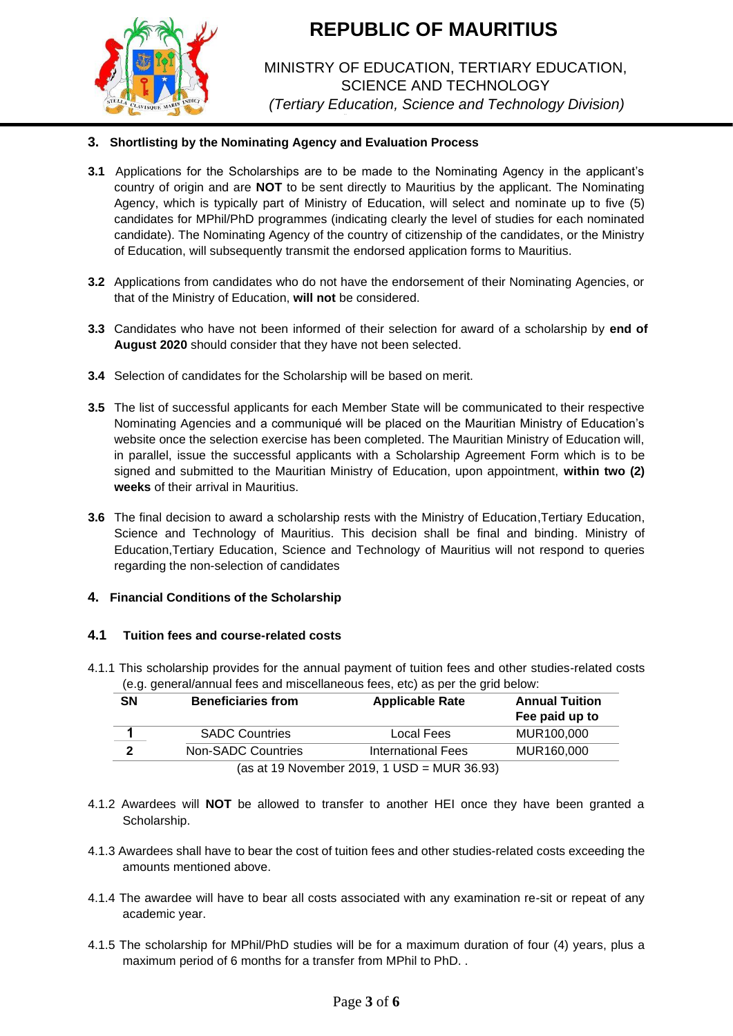# REPUBLIC OF MAURITIUS

MINISTRY OF EDUCATION, TERTIARY EDUCATION, SCIENCE AND TECHNOLOGY
*(Tertiary Education, Science and Technology Division)*

## 3. Shortlisting by the Nominating Agency and Evaluation Process

**3.1** Applications for the Scholarships are to be made to the Nominating Agency in the applicant's country of origin and are **NOT** to be sent directly to Mauritius by the applicant. The Nominating Agency, which is typically part of Ministry of Education, will select and nominate up to five (5) candidates for MPhil/PhD programmes (indicating clearly the level of studies for each nominated candidate). The Nominating Agency of the country of citizenship of the candidates, or the Ministry of Education, will subsequently transmit the endorsed application forms to Mauritius.

**3.2** Applications from candidates who do not have the endorsement of their Nominating Agencies, or that of the Ministry of Education, **will not** be considered.

**3.3** Candidates who have not been informed of their selection for award of a scholarship by **end of August 2020** should consider that they have not been selected.

**3.4** Selection of candidates for the Scholarship will be based on merit.

**3.5** The list of successful applicants for each Member State will be communicated to their respective Nominating Agencies and a communiqué will be placed on the Mauritian Ministry of Education's website once the selection exercise has been completed. The Mauritian Ministry of Education will, in parallel, issue the successful applicants with a Scholarship Agreement Form which is to be signed and submitted to the Mauritian Ministry of Education, upon appointment, **within two (2) weeks** of their arrival in Mauritius.

**3.6** The final decision to award a scholarship rests with the Ministry of Education,Tertiary Education, Science and Technology of Mauritius. This decision shall be final and binding. Ministry of Education,Tertiary Education, Science and Technology of Mauritius will not respond to queries regarding the non-selection of candidates

## 4. Financial Conditions of the Scholarship

### 4.1 Tuition fees and course-related costs

4.1.1 This scholarship provides for the annual payment of tuition fees and other studies-related costs (e.g. general/annual fees and miscellaneous fees, etc) as per the grid below:

| SN | Beneficiaries from | Applicable Rate | Annual Tuition Fee paid up to |
|---|---|---|---|
| 1 | SADC Countries | Local Fees | MUR100,000 |
| 2 | Non-SADC Countries | International Fees | MUR160,000 |

(as at 19 November 2019, 1 USD = MUR 36.93)

4.1.2 Awardees will **NOT** be allowed to transfer to another HEI once they have been granted a Scholarship.

4.1.3 Awardees shall have to bear the cost of tuition fees and other studies-related costs exceeding the amounts mentioned above.

4.1.4 The awardee will have to bear all costs associated with any examination re-sit or repeat of any academic year.

4.1.5 The scholarship for MPhil/PhD studies will be for a maximum duration of four (4) years, plus a maximum period of 6 months for a transfer from MPhil to PhD. .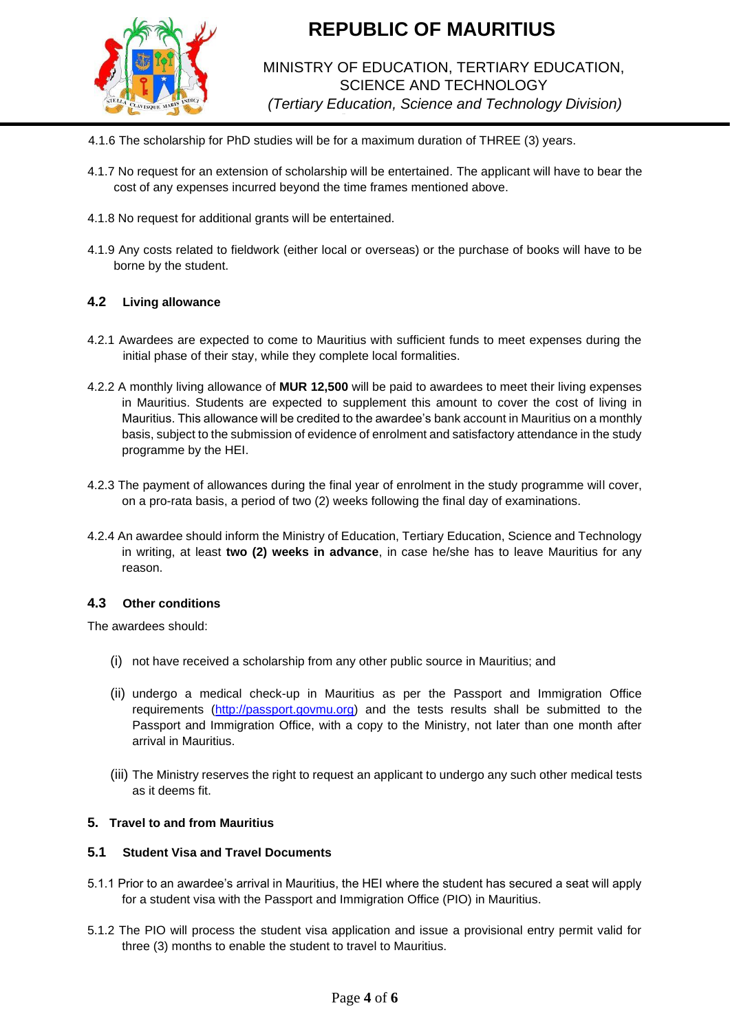4.1.6 The scholarship for PhD studies will be for a maximum duration of THREE (3) years.

4.1.7 No request for an extension of scholarship will be entertained. The applicant will have to bear the cost of any expenses incurred beyond the time frames mentioned above.

4.1.8 No request for additional grants will be entertained.

4.1.9 Any costs related to fieldwork (either local or overseas) or the purchase of books will have to be borne by the student.

### 4.2 Living allowance

4.2.1 Awardees are expected to come to Mauritius with sufficient funds to meet expenses during the initial phase of their stay, while they complete local formalities.

4.2.2 A monthly living allowance of **MUR 12,500** will be paid to awardees to meet their living expenses in Mauritius. Students are expected to supplement this amount to cover the cost of living in Mauritius. This allowance will be credited to the awardee's bank account in Mauritius on a monthly basis, subject to the submission of evidence of enrolment and satisfactory attendance in the study programme by the HEI.

4.2.3 The payment of allowances during the final year of enrolment in the study programme will cover, on a pro-rata basis, a period of two (2) weeks following the final day of examinations.

4.2.4 An awardee should inform the Ministry of Education, Tertiary Education, Science and Technology in writing, at least **two (2) weeks in advance**, in case he/she has to leave Mauritius for any reason.

### 4.3 Other conditions

The awardees should:

(i) not have received a scholarship from any other public source in Mauritius; and

(ii) undergo a medical check-up in Mauritius as per the Passport and Immigration Office requirements (http://passport.govmu.org) and the tests results shall be submitted to the Passport and Immigration Office, with a copy to the Ministry, not later than one month after arrival in Mauritius.

(iii) The Ministry reserves the right to request an applicant to undergo any such other medical tests as it deems fit.

## 5. Travel to and from Mauritius

### 5.1 Student Visa and Travel Documents

5.1.1 Prior to an awardee's arrival in Mauritius, the HEI where the student has secured a seat will apply for a student visa with the Passport and Immigration Office (PIO) in Mauritius.

5.1.2 The PIO will process the student visa application and issue a provisional entry permit valid for three (3) months to enable the student to travel to Mauritius.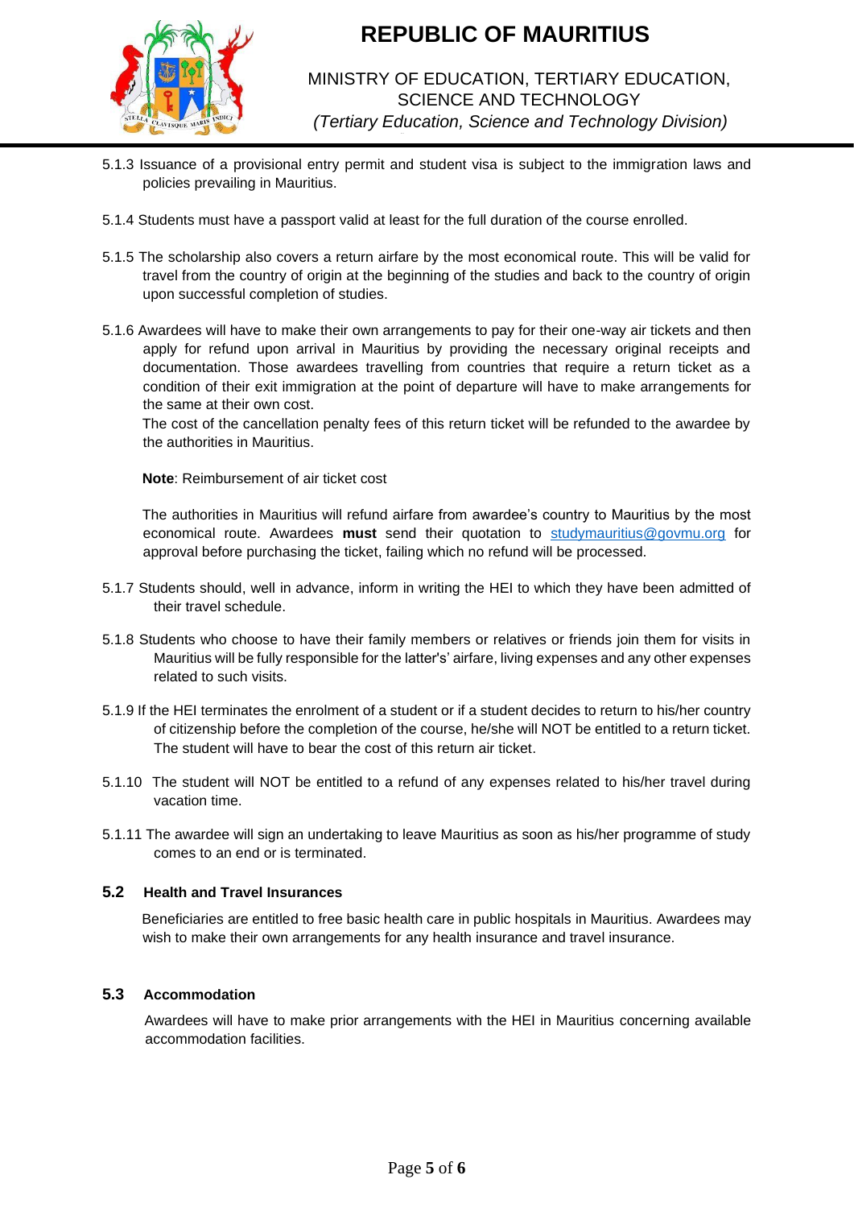5.1.3 Issuance of a provisional entry permit and student visa is subject to the immigration laws and policies prevailing in Mauritius.

5.1.4 Students must have a passport valid at least for the full duration of the course enrolled.

5.1.5 The scholarship also covers a return airfare by the most economical route. This will be valid for travel from the country of origin at the beginning of the studies and back to the country of origin upon successful completion of studies.

5.1.6 Awardees will have to make their own arrangements to pay for their one-way air tickets and then apply for refund upon arrival in Mauritius by providing the necessary original receipts and documentation. Those awardees travelling from countries that require a return ticket as a condition of their exit immigration at the point of departure will have to make arrangements for the same at their own cost.

The cost of the cancellation penalty fees of this return ticket will be refunded to the awardee by the authorities in Mauritius.

**Note**: Reimbursement of air ticket cost

The authorities in Mauritius will refund airfare from awardee's country to Mauritius by the most economical route. Awardees **must** send their quotation to studymauritius@govmu.org for approval before purchasing the ticket, failing which no refund will be processed.

5.1.7 Students should, well in advance, inform in writing the HEI to which they have been admitted of their travel schedule.

5.1.8 Students who choose to have their family members or relatives or friends join them for visits in Mauritius will be fully responsible for the latter's' airfare, living expenses and any other expenses related to such visits.

5.1.9 If the HEI terminates the enrolment of a student or if a student decides to return to his/her country of citizenship before the completion of the course, he/she will NOT be entitled to a return ticket. The student will have to bear the cost of this return air ticket.

5.1.10 The student will NOT be entitled to a refund of any expenses related to his/her travel during vacation time.

5.1.11 The awardee will sign an undertaking to leave Mauritius as soon as his/her programme of study comes to an end or is terminated.

### 5.2 Health and Travel Insurances

Beneficiaries are entitled to free basic health care in public hospitals in Mauritius. Awardees may wish to make their own arrangements for any health insurance and travel insurance.

### 5.3 Accommodation

Awardees will have to make prior arrangements with the HEI in Mauritius concerning available accommodation facilities.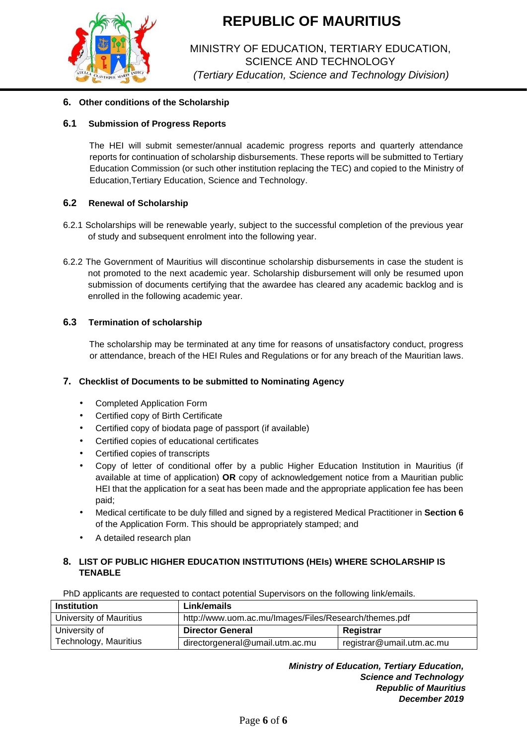### 6. Other conditions of the Scholarship

#### 6.1 Submission of Progress Reports

The HEI will submit semester/annual academic progress reports and quarterly attendance reports for continuation of scholarship disbursements. These reports will be submitted to Tertiary Education Commission (or such other institution replacing the TEC) and copied to the Ministry of Education,Tertiary Education, Science and Technology.

#### 6.2 Renewal of Scholarship

6.2.1 Scholarships will be renewable yearly, subject to the successful completion of the previous year of study and subsequent enrolment into the following year.

6.2.2 The Government of Mauritius will discontinue scholarship disbursements in case the student is not promoted to the next academic year. Scholarship disbursement will only be resumed upon submission of documents certifying that the awardee has cleared any academic backlog and is enrolled in the following academic year.

#### 6.3 Termination of scholarship

The scholarship may be terminated at any time for reasons of unsatisfactory conduct, progress or attendance, breach of the HEI Rules and Regulations or for any breach of the Mauritian laws.

### 7. Checklist of Documents to be submitted to Nominating Agency

- Completed Application Form
- Certified copy of Birth Certificate
- Certified copy of biodata page of passport (if available)
- Certified copies of educational certificates
- Certified copies of transcripts
- Copy of letter of conditional offer by a public Higher Education Institution in Mauritius (if available at time of application) **OR** copy of acknowledgement notice from a Mauritian public HEI that the application for a seat has been made and the appropriate application fee has been paid;
- Medical certificate to be duly filled and signed by a registered Medical Practitioner in **Section 6** of the Application Form. This should be appropriately stamped; and
- A detailed research plan

### 8. LIST OF PUBLIC HIGHER EDUCATION INSTITUTIONS (HEIs) WHERE SCHOLARSHIP IS TENABLE

PhD applicants are requested to contact potential Supervisors on the following link/emails.

| **Institution** | **Link/emails** | |
|---|---|---|
| University of Mauritius | http://www.uom.ac.mu/Images/Files/Research/themes.pdf | |
| University of Technology, Mauritius | **Director General** | **Registrar** |
| | directorgeneral@umail.utm.ac.mu | registrar@umail.utm.ac.mu |

***Ministry of Education, Tertiary Education, Science and Technology***
***Republic of Mauritius***
***December 2019***